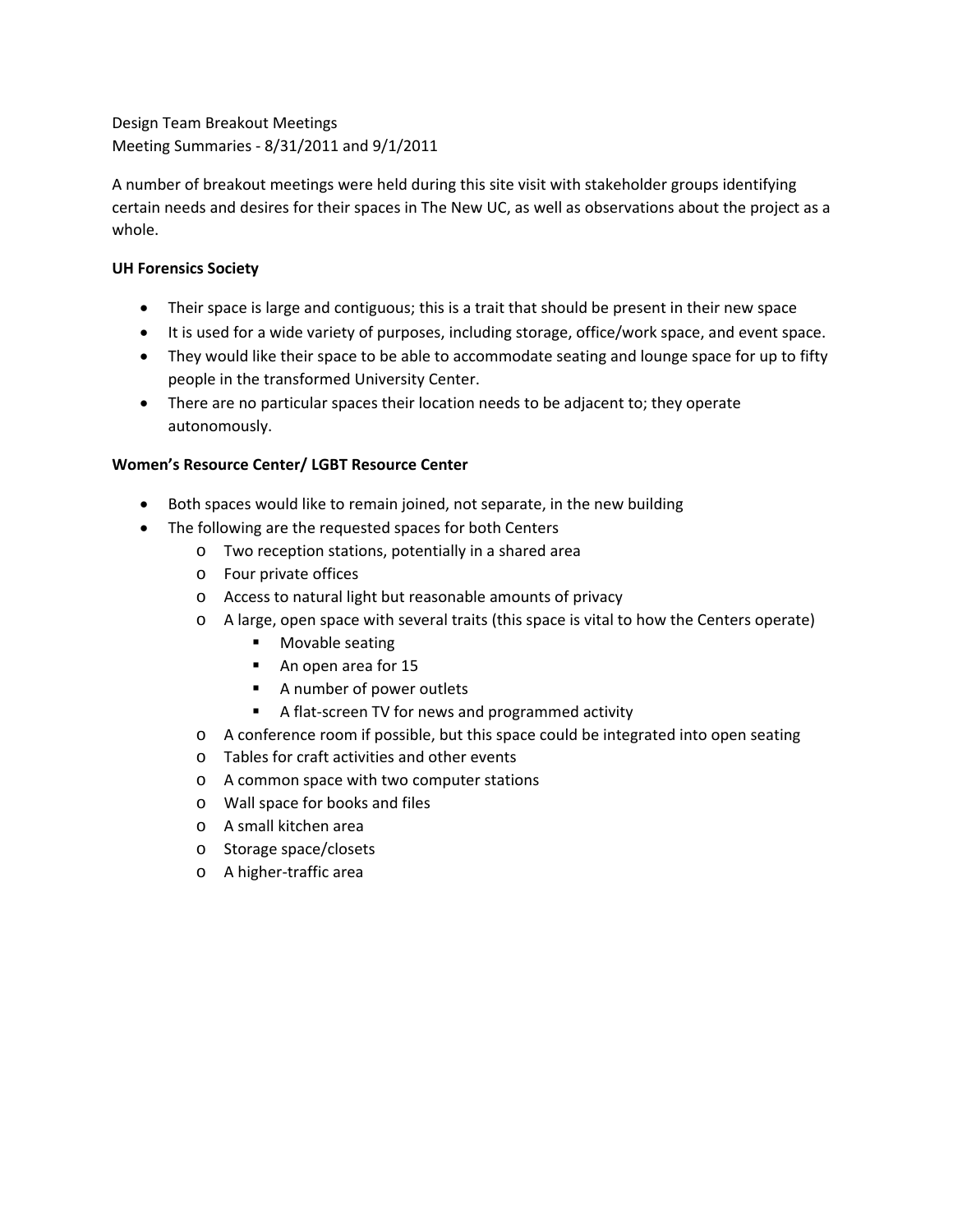Design Team Breakout Meetings
Meeting Summaries - 8/31/2011 and 9/1/2011

A number of breakout meetings were held during this site visit with stakeholder groups identifying certain needs and desires for their spaces in The New UC, as well as observations about the project as a whole.

**UH Forensics Society**

- Their space is large and contiguous; this is a trait that should be present in their new space
- It is used for a wide variety of purposes, including storage, office/work space, and event space.
- They would like their space to be able to accommodate seating and lounge space for up to fifty people in the transformed University Center.
- There are no particular spaces their location needs to be adjacent to; they operate autonomously.

**Women's Resource Center/ LGBT Resource Center**

- Both spaces would like to remain joined, not separate, in the new building
- The following are the requested spaces for both Centers
  - Two reception stations, potentially in a shared area
  - Four private offices
  - Access to natural light but reasonable amounts of privacy
  - A large, open space with several traits (this space is vital to how the Centers operate)
    - Movable seating
    - An open area for 15
    - A number of power outlets
    - A flat-screen TV for news and programmed activity
  - A conference room if possible, but this space could be integrated into open seating
  - Tables for craft activities and other events
  - A common space with two computer stations
  - Wall space for books and files
  - A small kitchen area
  - Storage space/closets
  - A higher-traffic area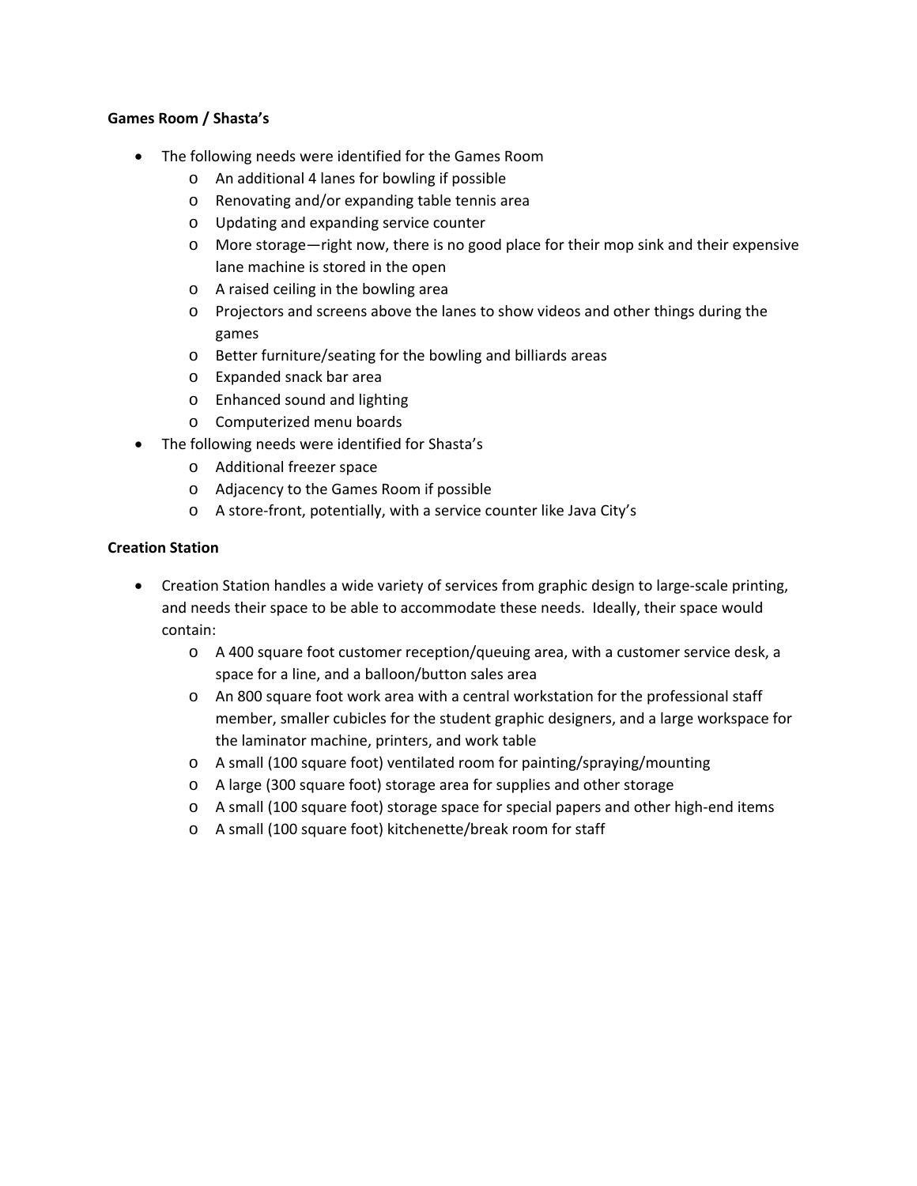**Games Room / Shasta's**

- The following needs were identified for the Games Room
    - An additional 4 lanes for bowling if possible
    - Renovating and/or expanding table tennis area
    - Updating and expanding service counter
    - More storage—right now, there is no good place for their mop sink and their expensive lane machine is stored in the open
    - A raised ceiling in the bowling area
    - Projectors and screens above the lanes to show videos and other things during the games
    - Better furniture/seating for the bowling and billiards areas
    - Expanded snack bar area
    - Enhanced sound and lighting
    - Computerized menu boards
- The following needs were identified for Shasta's
    - Additional freezer space
    - Adjacency to the Games Room if possible
    - A store-front, potentially, with a service counter like Java City's

**Creation Station**

- Creation Station handles a wide variety of services from graphic design to large-scale printing, and needs their space to be able to accommodate these needs. Ideally, their space would contain:
    - A 400 square foot customer reception/queuing area, with a customer service desk, a space for a line, and a balloon/button sales area
    - An 800 square foot work area with a central workstation for the professional staff member, smaller cubicles for the student graphic designers, and a large workspace for the laminator machine, printers, and work table
    - A small (100 square foot) ventilated room for painting/spraying/mounting
    - A large (300 square foot) storage area for supplies and other storage
    - A small (100 square foot) storage space for special papers and other high-end items
    - A small (100 square foot) kitchenette/break room for staff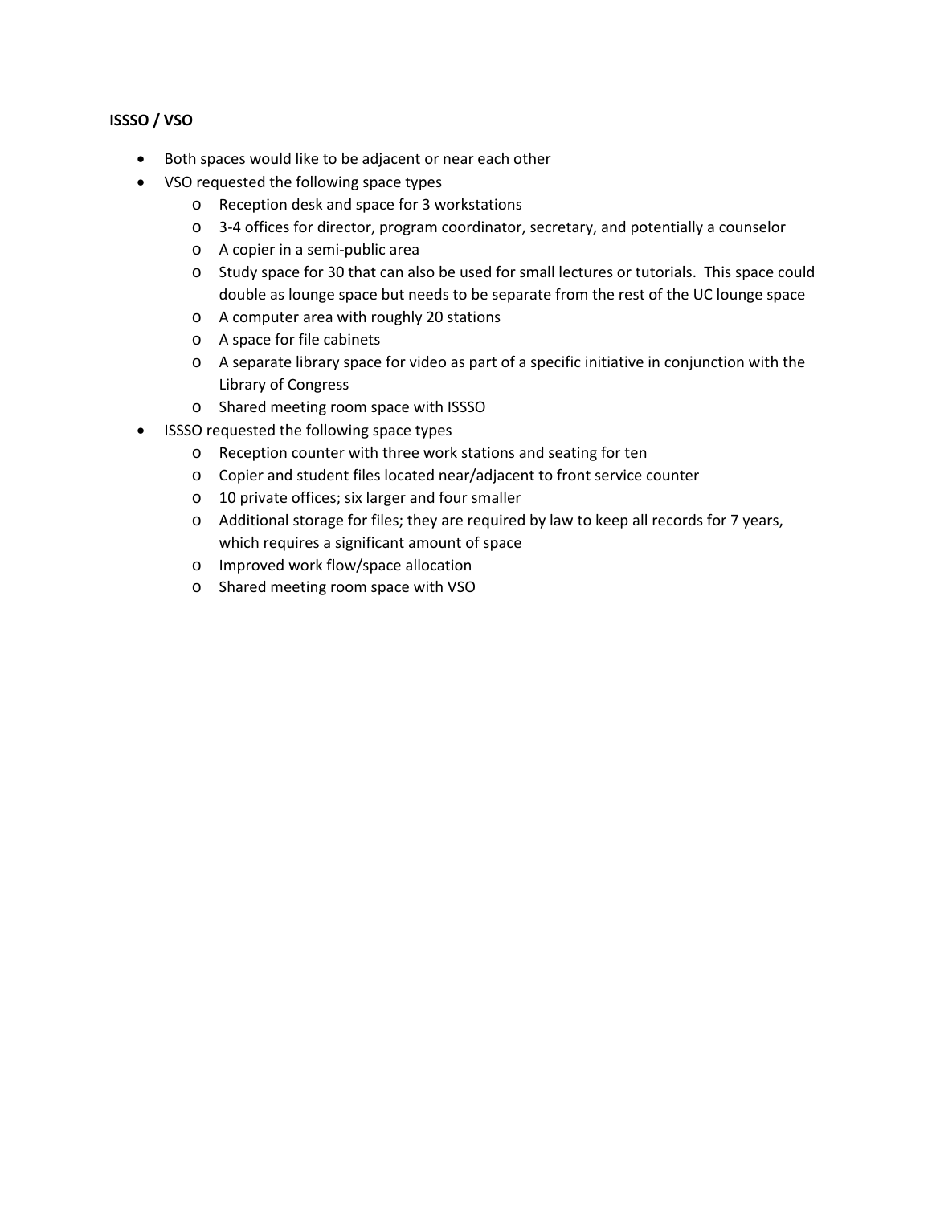**ISSSO / VSO**

- Both spaces would like to be adjacent or near each other
- VSO requested the following space types
  - Reception desk and space for 3 workstations
  - 3-4 offices for director, program coordinator, secretary, and potentially a counselor
  - A copier in a semi-public area
  - Study space for 30 that can also be used for small lectures or tutorials. This space could double as lounge space but needs to be separate from the rest of the UC lounge space
  - A computer area with roughly 20 stations
  - A space for file cabinets
  - A separate library space for video as part of a specific initiative in conjunction with the Library of Congress
  - Shared meeting room space with ISSSO
- ISSSO requested the following space types
  - Reception counter with three work stations and seating for ten
  - Copier and student files located near/adjacent to front service counter
  - 10 private offices; six larger and four smaller
  - Additional storage for files; they are required by law to keep all records for 7 years, which requires a significant amount of space
  - Improved work flow/space allocation
  - Shared meeting room space with VSO